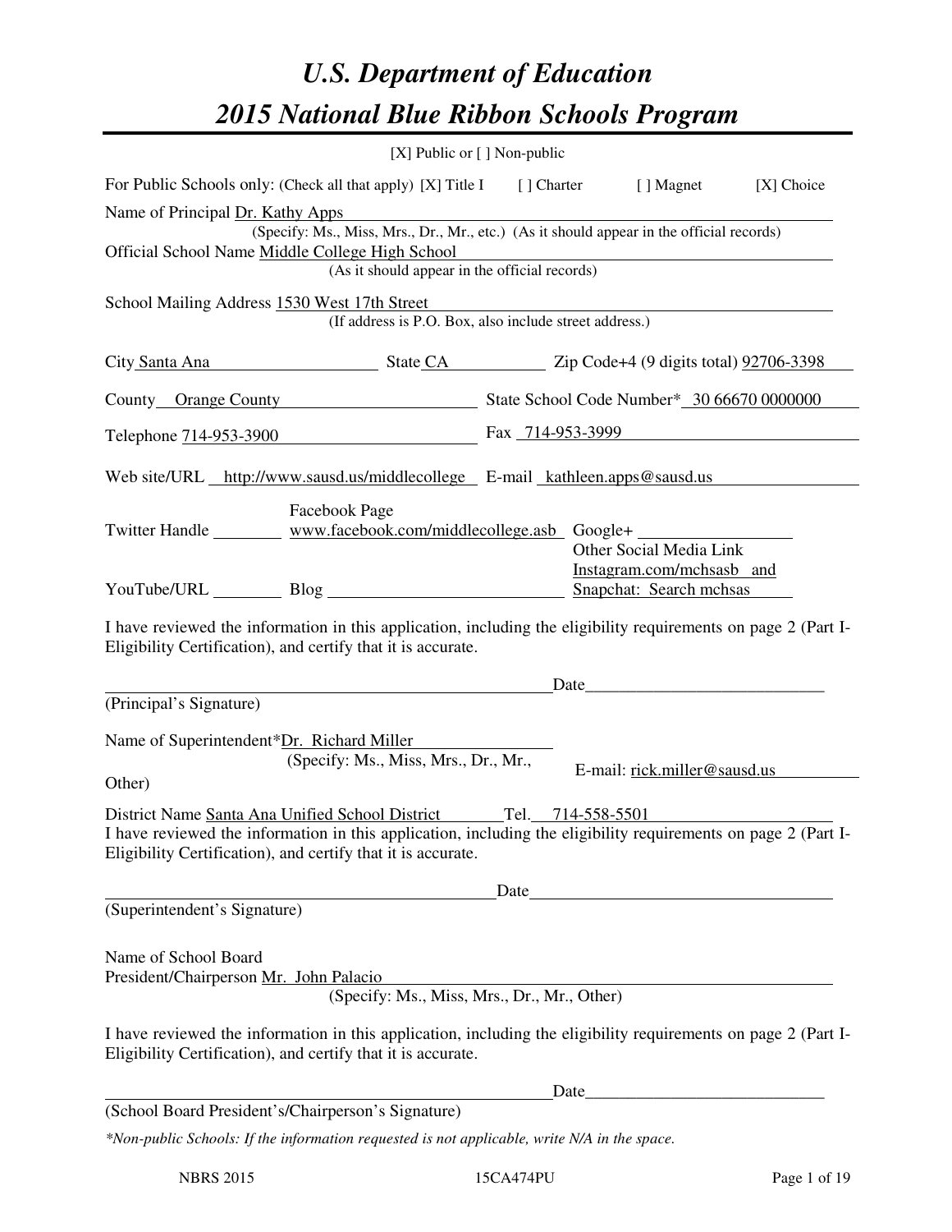# U.S. Department of Education
# 2015 National Blue Ribbon Schools Program

[X] Public or [ ] Non-public

For Public Schools only: (Check all that apply) [X] Title I [ ] Charter [ ] Magnet [X] Choice

Name of Principal Dr. Kathy Apps
(Specify: Ms., Miss, Mrs., Dr., Mr., etc.) (As it should appear in the official records)

Official School Name Middle College High School
(As it should appear in the official records)

School Mailing Address 1530 West 17th Street
(If address is P.O. Box, also include street address.)

City Santa Ana State CA Zip Code+4 (9 digits total) 92706-3398

County Orange County State School Code Number* 30 66670 0000000

Telephone 714-953-3900 Fax 714-953-3999

Web site/URL http://www.sausd.us/middlecollege E-mail kathleen.apps@sausd.us

Twitter Handle ________ Facebook Page www.facebook.com/middlecollege.asb Google+ ________

YouTube/URL ________ Blog ________ Other Social Media Link Instagram.com/mchsasb and Snapchat: Search mchsas

I have reviewed the information in this application, including the eligibility requirements on page 2 (Part I-Eligibility Certification), and certify that it is accurate.

_______________________________ Date____________________
(Principal's Signature)

Name of Superintendent*Dr. Richard Miller
(Specify: Ms., Miss, Mrs., Dr., Mr., Other)
E-mail: rick.miller@sausd.us

District Name Santa Ana Unified School District Tel. 714-558-5501

I have reviewed the information in this application, including the eligibility requirements on page 2 (Part I-Eligibility Certification), and certify that it is accurate.

_______________________________ Date____________________
(Superintendent's Signature)

Name of School Board
President/Chairperson Mr. John Palacio
(Specify: Ms., Miss, Mrs., Dr., Mr., Other)

I have reviewed the information in this application, including the eligibility requirements on page 2 (Part I-Eligibility Certification), and certify that it is accurate.

_______________________________ Date____________________
(School Board President's/Chairperson's Signature)

*\*Non-public Schools: If the information requested is not applicable, write N/A in the space.*

NBRS 2015 15CA474PU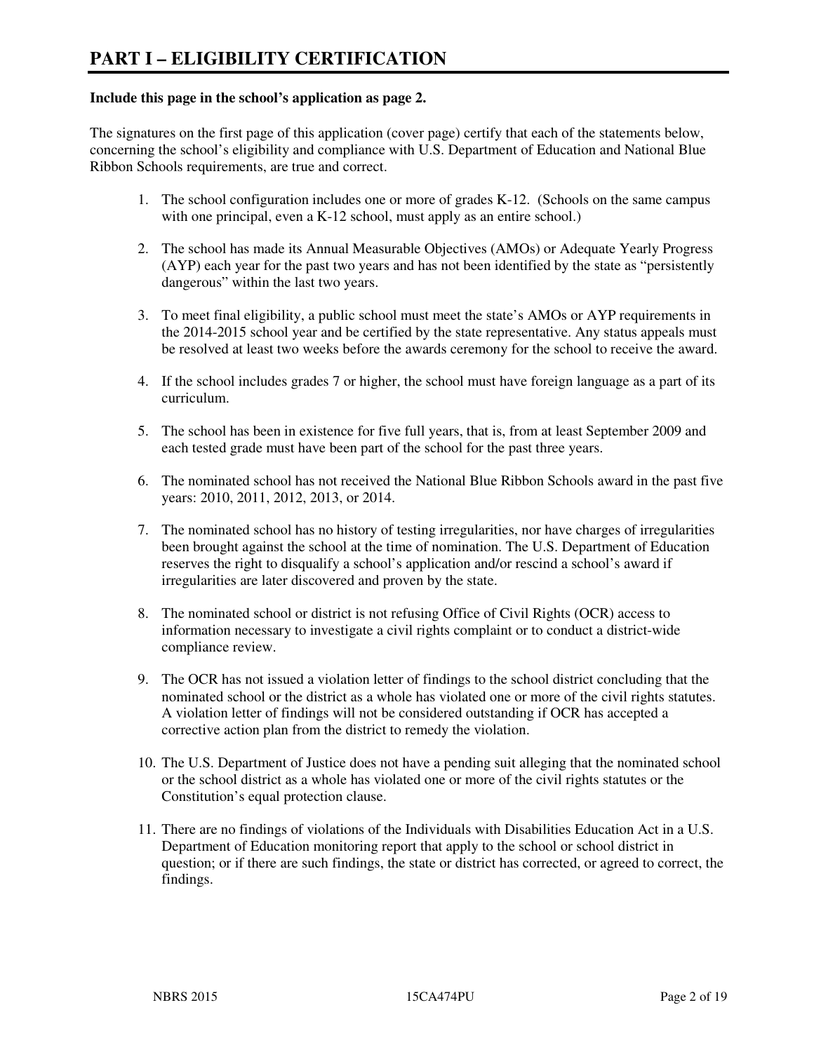# PART I – ELIGIBILITY CERTIFICATION

**Include this page in the school's application as page 2.**

The signatures on the first page of this application (cover page) certify that each of the statements below, concerning the school's eligibility and compliance with U.S. Department of Education and National Blue Ribbon Schools requirements, are true and correct.

1. The school configuration includes one or more of grades K-12. (Schools on the same campus with one principal, even a K-12 school, must apply as an entire school.)

2. The school has made its Annual Measurable Objectives (AMOs) or Adequate Yearly Progress (AYP) each year for the past two years and has not been identified by the state as "persistently dangerous" within the last two years.

3. To meet final eligibility, a public school must meet the state's AMOs or AYP requirements in the 2014-2015 school year and be certified by the state representative. Any status appeals must be resolved at least two weeks before the awards ceremony for the school to receive the award.

4. If the school includes grades 7 or higher, the school must have foreign language as a part of its curriculum.

5. The school has been in existence for five full years, that is, from at least September 2009 and each tested grade must have been part of the school for the past three years.

6. The nominated school has not received the National Blue Ribbon Schools award in the past five years: 2010, 2011, 2012, 2013, or 2014.

7. The nominated school has no history of testing irregularities, nor have charges of irregularities been brought against the school at the time of nomination. The U.S. Department of Education reserves the right to disqualify a school's application and/or rescind a school's award if irregularities are later discovered and proven by the state.

8. The nominated school or district is not refusing Office of Civil Rights (OCR) access to information necessary to investigate a civil rights complaint or to conduct a district-wide compliance review.

9. The OCR has not issued a violation letter of findings to the school district concluding that the nominated school or the district as a whole has violated one or more of the civil rights statutes. A violation letter of findings will not be considered outstanding if OCR has accepted a corrective action plan from the district to remedy the violation.

10. The U.S. Department of Justice does not have a pending suit alleging that the nominated school or the school district as a whole has violated one or more of the civil rights statutes or the Constitution's equal protection clause.

11. There are no findings of violations of the Individuals with Disabilities Education Act in a U.S. Department of Education monitoring report that apply to the school or school district in question; or if there are such findings, the state or district has corrected, or agreed to correct, the findings.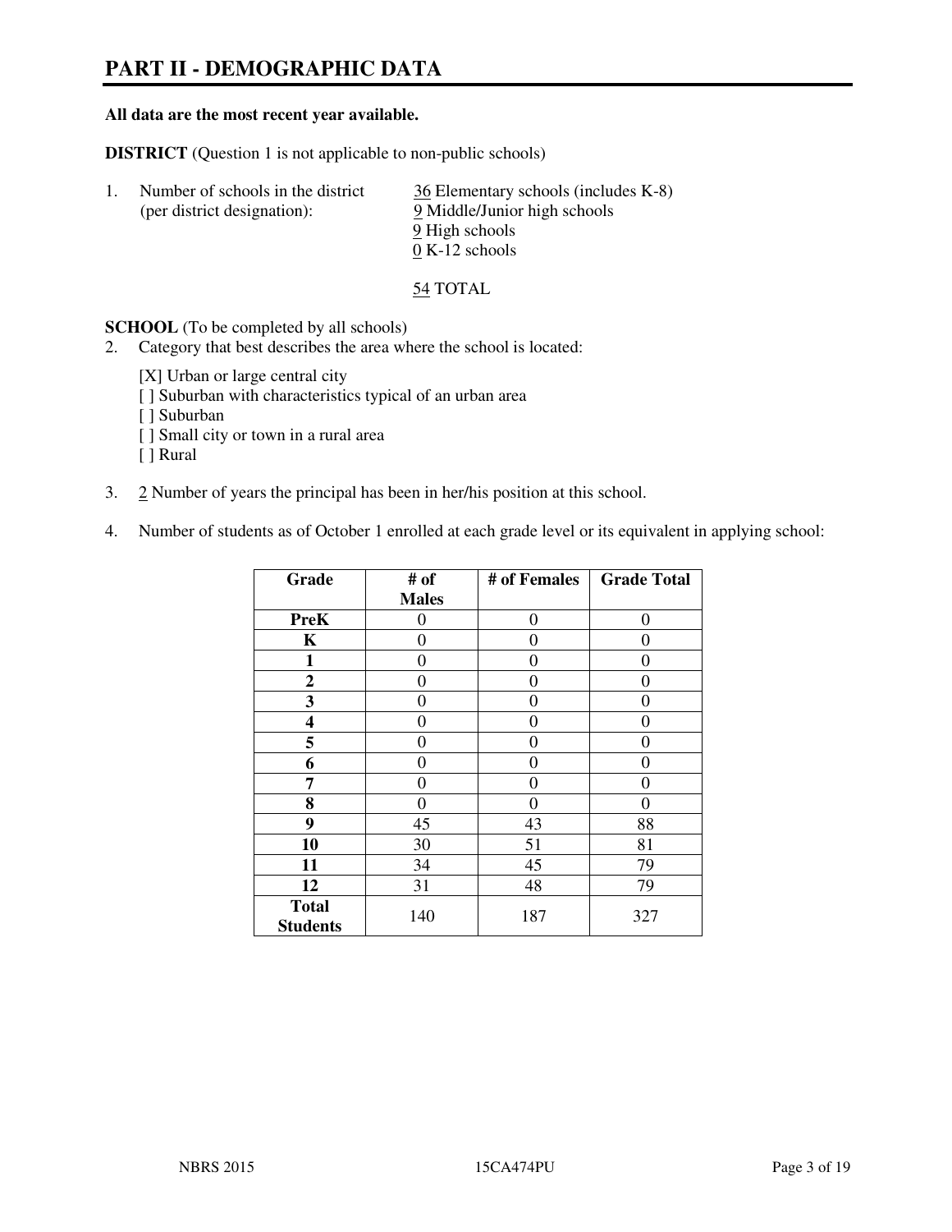# PART II - DEMOGRAPHIC DATA

**All data are the most recent year available.**

**DISTRICT** (Question 1 is not applicable to non-public schools)

1. Number of schools in the district (per district designation):
   36 Elementary schools (includes K-8)
   9 Middle/Junior high schools
   9 High schools
   0 K-12 schools

   54 TOTAL

**SCHOOL** (To be completed by all schools)

2. Category that best describes the area where the school is located:

   [X] Urban or large central city
   [ ] Suburban with characteristics typical of an urban area
   [ ] Suburban
   [ ] Small city or town in a rural area
   [ ] Rural

3. 2 Number of years the principal has been in her/his position at this school.

4. Number of students as of October 1 enrolled at each grade level or its equivalent in applying school:

| Grade | # of Males | # of Females | Grade Total |
|---|---|---|---|
| **PreK** | 0 | 0 | 0 |
| **K** | 0 | 0 | 0 |
| **1** | 0 | 0 | 0 |
| **2** | 0 | 0 | 0 |
| **3** | 0 | 0 | 0 |
| **4** | 0 | 0 | 0 |
| **5** | 0 | 0 | 0 |
| **6** | 0 | 0 | 0 |
| **7** | 0 | 0 | 0 |
| **8** | 0 | 0 | 0 |
| **9** | 45 | 43 | 88 |
| **10** | 30 | 51 | 81 |
| **11** | 34 | 45 | 79 |
| **12** | 31 | 48 | 79 |
| **Total Students** | 140 | 187 | 327 |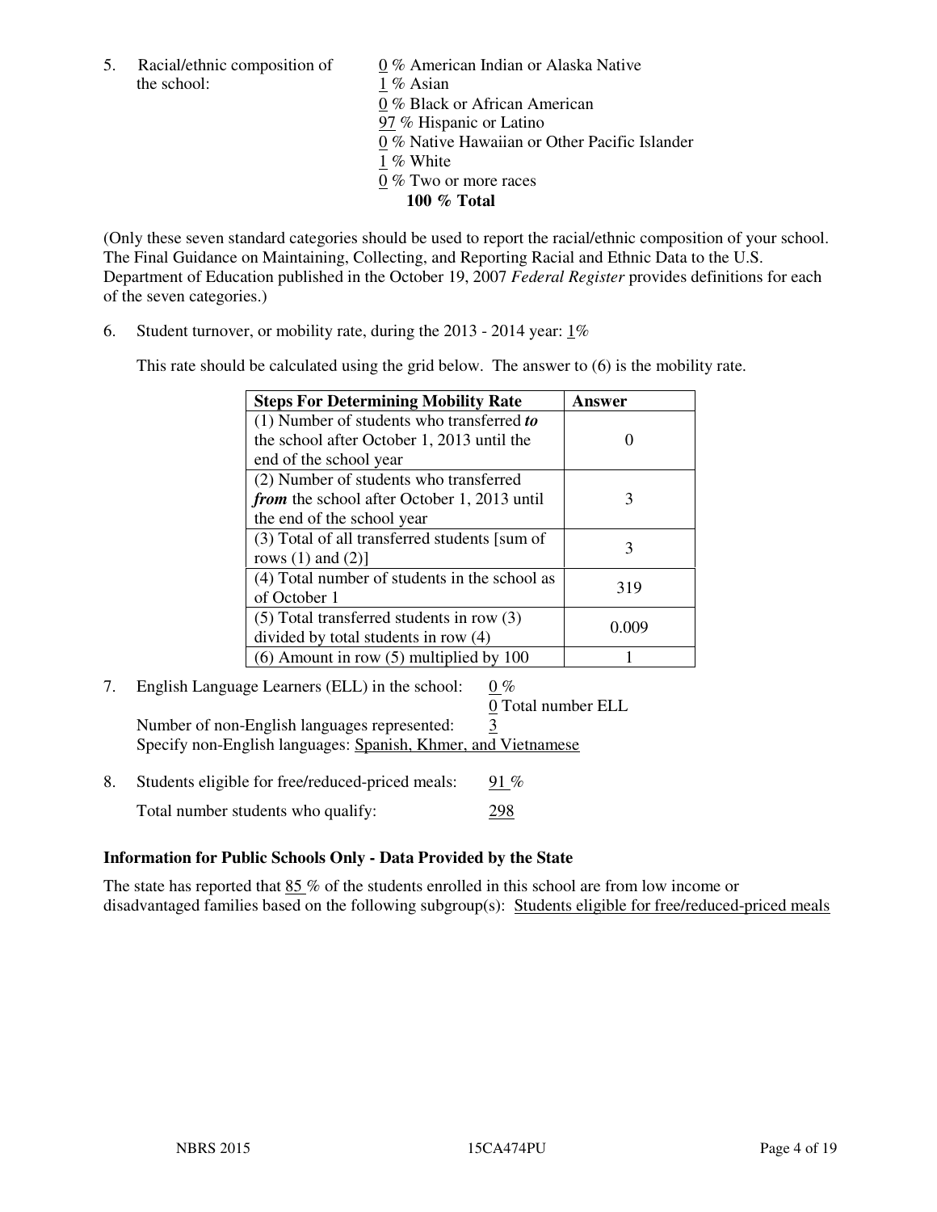5. Racial/ethnic composition of the school:

0 % American Indian or Alaska Native
1 % Asian
0 % Black or African American
97 % Hispanic or Latino
0 % Native Hawaiian or Other Pacific Islander
1 % White
0 % Two or more races
**100 % Total**

(Only these seven standard categories should be used to report the racial/ethnic composition of your school. The Final Guidance on Maintaining, Collecting, and Reporting Racial and Ethnic Data to the U.S. Department of Education published in the October 19, 2007 *Federal Register* provides definitions for each of the seven categories.)

6. Student turnover, or mobility rate, during the 2013 - 2014 year: 1%

This rate should be calculated using the grid below. The answer to (6) is the mobility rate.

| **Steps For Determining Mobility Rate** | **Answer** |
|---|---|
| (1) Number of students who transferred ***to*** the school after October 1, 2013 until the end of the school year | 0 |
| (2) Number of students who transferred ***from*** the school after October 1, 2013 until the end of the school year | 3 |
| (3) Total of all transferred students [sum of rows (1) and (2)] | 3 |
| (4) Total number of students in the school as of October 1 | 319 |
| (5) Total transferred students in row (3) divided by total students in row (4) | 0.009 |
| (6) Amount in row (5) multiplied by 100 | 1 |

7. English Language Learners (ELL) in the school: 0 %
0 Total number ELL
Number of non-English languages represented: 3
Specify non-English languages: Spanish, Khmer, and Vietnamese

8. Students eligible for free/reduced-priced meals: 91 %
Total number students who qualify: 298

**Information for Public Schools Only - Data Provided by the State**

The state has reported that 85 % of the students enrolled in this school are from low income or disadvantaged families based on the following subgroup(s): Students eligible for free/reduced-priced meals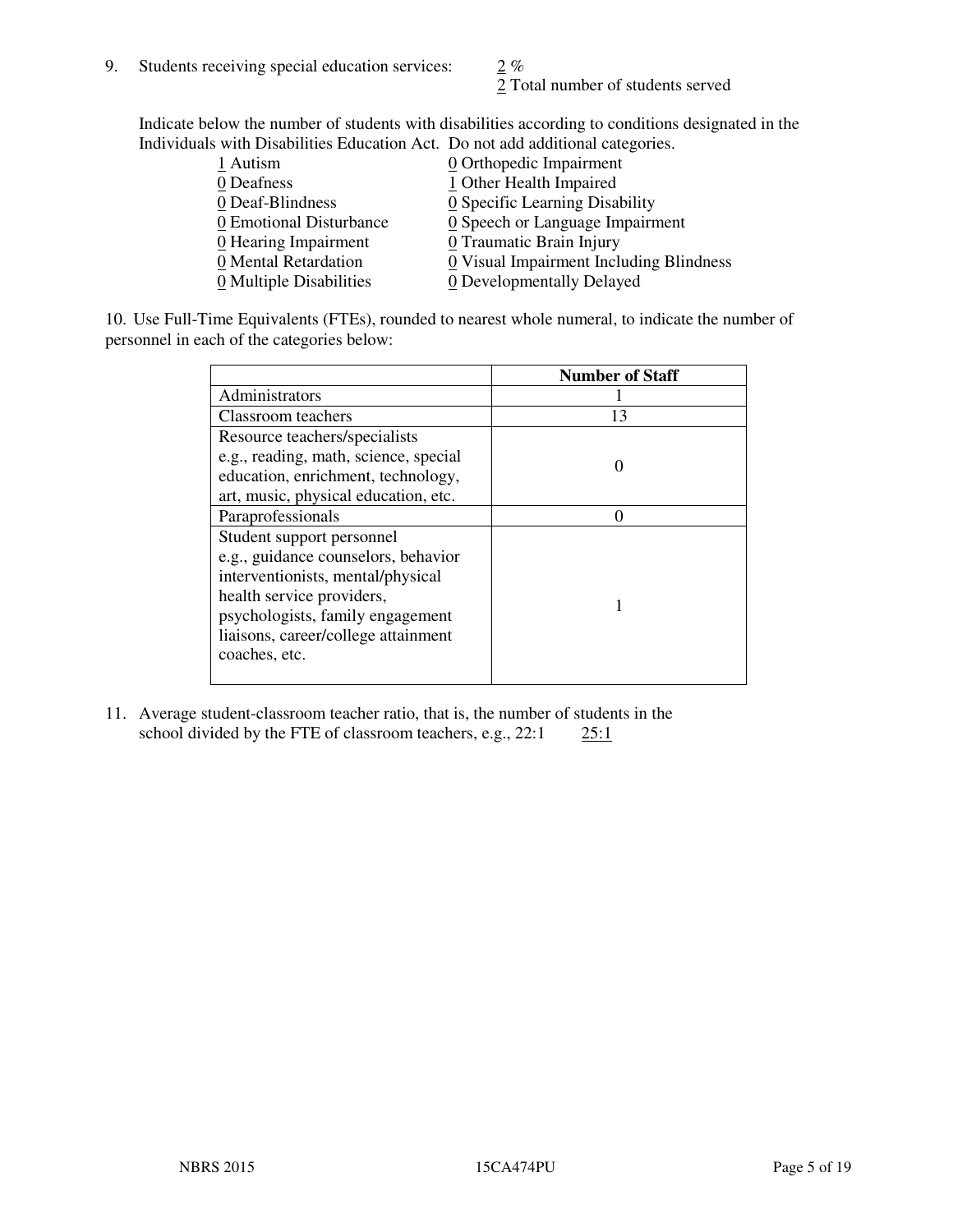9. Students receiving special education services: 2 %
   2 Total number of students served

Indicate below the number of students with disabilities according to conditions designated in the Individuals with Disabilities Education Act. Do not add additional categories.

| | |
|---|---|
| 1 Autism | 0 Orthopedic Impairment |
| 0 Deafness | 1 Other Health Impaired |
| 0 Deaf-Blindness | 0 Specific Learning Disability |
| 0 Emotional Disturbance | 0 Speech or Language Impairment |
| 0 Hearing Impairment | 0 Traumatic Brain Injury |
| 0 Mental Retardation | 0 Visual Impairment Including Blindness |
| 0 Multiple Disabilities | 0 Developmentally Delayed |

10. Use Full-Time Equivalents (FTEs), rounded to nearest whole numeral, to indicate the number of personnel in each of the categories below:

| | **Number of Staff** |
|---|---|
| Administrators | 1 |
| Classroom teachers | 13 |
| Resource teachers/specialists e.g., reading, math, science, special education, enrichment, technology, art, music, physical education, etc. | 0 |
| Paraprofessionals | 0 |
| Student support personnel e.g., guidance counselors, behavior interventionists, mental/physical health service providers, psychologists, family engagement liaisons, career/college attainment coaches, etc. | 1 |

11. Average student-classroom teacher ratio, that is, the number of students in the school divided by the FTE of classroom teachers, e.g., 22:1    25:1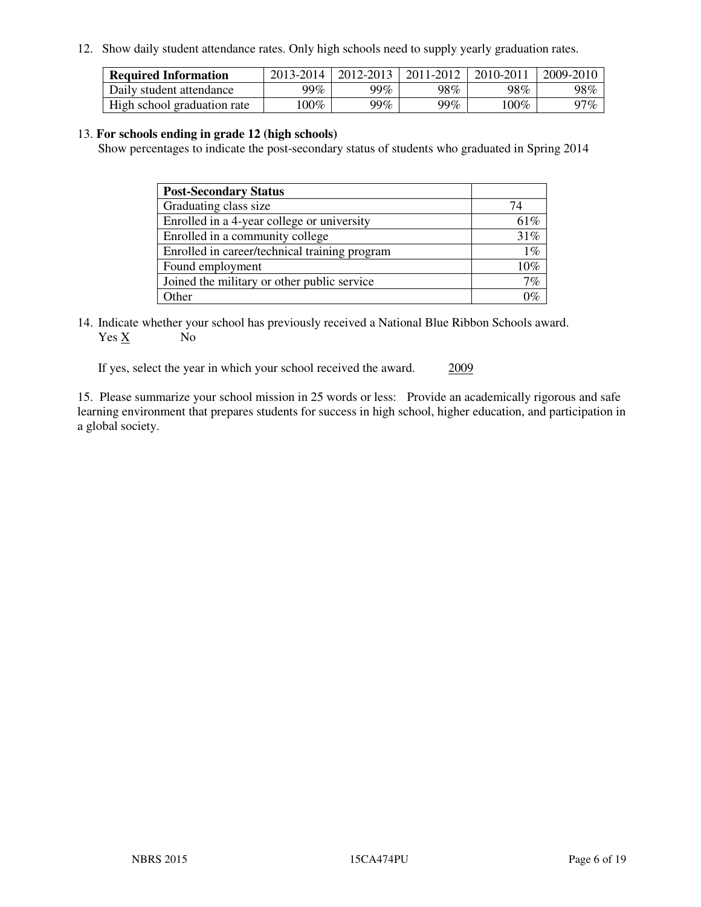12. Show daily student attendance rates. Only high schools need to supply yearly graduation rates.

| Required Information | 2013-2014 | 2012-2013 | 2011-2012 | 2010-2011 | 2009-2010 |
|---|---|---|---|---|---|
| Daily student attendance | 99% | 99% | 98% | 98% | 98% |
| High school graduation rate | 100% | 99% | 99% | 100% | 97% |

13. **For schools ending in grade 12 (high schools)**

Show percentages to indicate the post-secondary status of students who graduated in Spring 2014

| Post-Secondary Status | |
|---|---|
| Graduating class size | 74 |
| Enrolled in a 4-year college or university | 61% |
| Enrolled in a community college | 31% |
| Enrolled in career/technical training program | 1% |
| Found employment | 10% |
| Joined the military or other public service | 7% |
| Other | 0% |

14. Indicate whether your school has previously received a National Blue Ribbon Schools award.
Yes X No

If yes, select the year in which your school received the award. 2009

15. Please summarize your school mission in 25 words or less: Provide an academically rigorous and safe learning environment that prepares students for success in high school, higher education, and participation in a global society.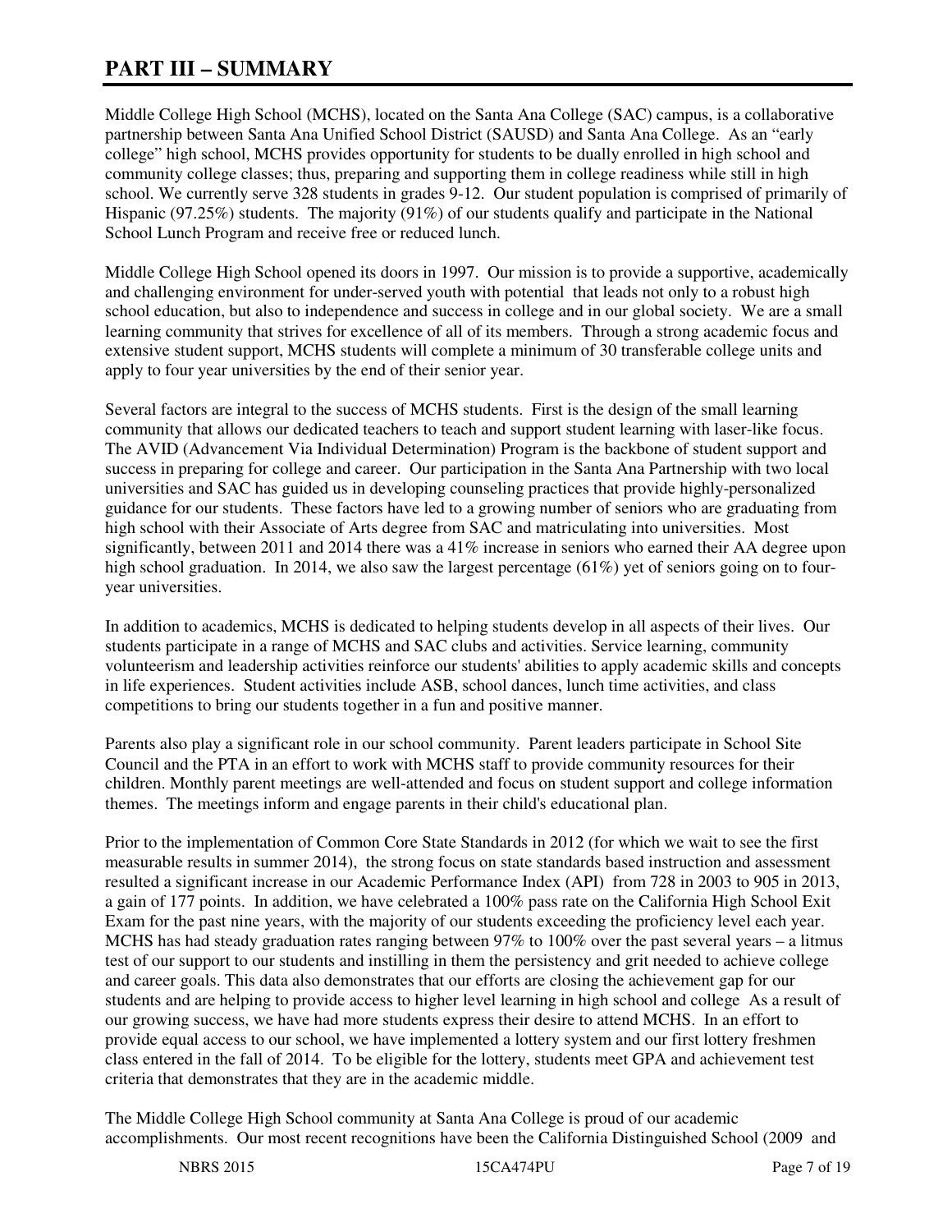# PART III – SUMMARY

Middle College High School (MCHS), located on the Santa Ana College (SAC) campus, is a collaborative partnership between Santa Ana Unified School District (SAUSD) and Santa Ana College. As an "early college" high school, MCHS provides opportunity for students to be dually enrolled in high school and community college classes; thus, preparing and supporting them in college readiness while still in high school. We currently serve 328 students in grades 9-12. Our student population is comprised of primarily of Hispanic (97.25%) students. The majority (91%) of our students qualify and participate in the National School Lunch Program and receive free or reduced lunch.

Middle College High School opened its doors in 1997. Our mission is to provide a supportive, academically and challenging environment for under-served youth with potential that leads not only to a robust high school education, but also to independence and success in college and in our global society. We are a small learning community that strives for excellence of all of its members. Through a strong academic focus and extensive student support, MCHS students will complete a minimum of 30 transferable college units and apply to four year universities by the end of their senior year.

Several factors are integral to the success of MCHS students. First is the design of the small learning community that allows our dedicated teachers to teach and support student learning with laser-like focus. The AVID (Advancement Via Individual Determination) Program is the backbone of student support and success in preparing for college and career. Our participation in the Santa Ana Partnership with two local universities and SAC has guided us in developing counseling practices that provide highly-personalized guidance for our students. These factors have led to a growing number of seniors who are graduating from high school with their Associate of Arts degree from SAC and matriculating into universities. Most significantly, between 2011 and 2014 there was a 41% increase in seniors who earned their AA degree upon high school graduation. In 2014, we also saw the largest percentage (61%) yet of seniors going on to four-year universities.

In addition to academics, MCHS is dedicated to helping students develop in all aspects of their lives. Our students participate in a range of MCHS and SAC clubs and activities. Service learning, community volunteerism and leadership activities reinforce our students' abilities to apply academic skills and concepts in life experiences. Student activities include ASB, school dances, lunch time activities, and class competitions to bring our students together in a fun and positive manner.

Parents also play a significant role in our school community. Parent leaders participate in School Site Council and the PTA in an effort to work with MCHS staff to provide community resources for their children. Monthly parent meetings are well-attended and focus on student support and college information themes. The meetings inform and engage parents in their child's educational plan.

Prior to the implementation of Common Core State Standards in 2012 (for which we wait to see the first measurable results in summer 2014), the strong focus on state standards based instruction and assessment resulted a significant increase in our Academic Performance Index (API) from 728 in 2003 to 905 in 2013, a gain of 177 points. In addition, we have celebrated a 100% pass rate on the California High School Exit Exam for the past nine years, with the majority of our students exceeding the proficiency level each year. MCHS has had steady graduation rates ranging between 97% to 100% over the past several years – a litmus test of our support to our students and instilling in them the persistency and grit needed to achieve college and career goals. This data also demonstrates that our efforts are closing the achievement gap for our students and are helping to provide access to higher level learning in high school and college As a result of our growing success, we have had more students express their desire to attend MCHS. In an effort to provide equal access to our school, we have implemented a lottery system and our first lottery freshmen class entered in the fall of 2014. To be eligible for the lottery, students meet GPA and achievement test criteria that demonstrates that they are in the academic middle.

The Middle College High School community at Santa Ana College is proud of our academic accomplishments. Our most recent recognitions have been the California Distinguished School (2009 and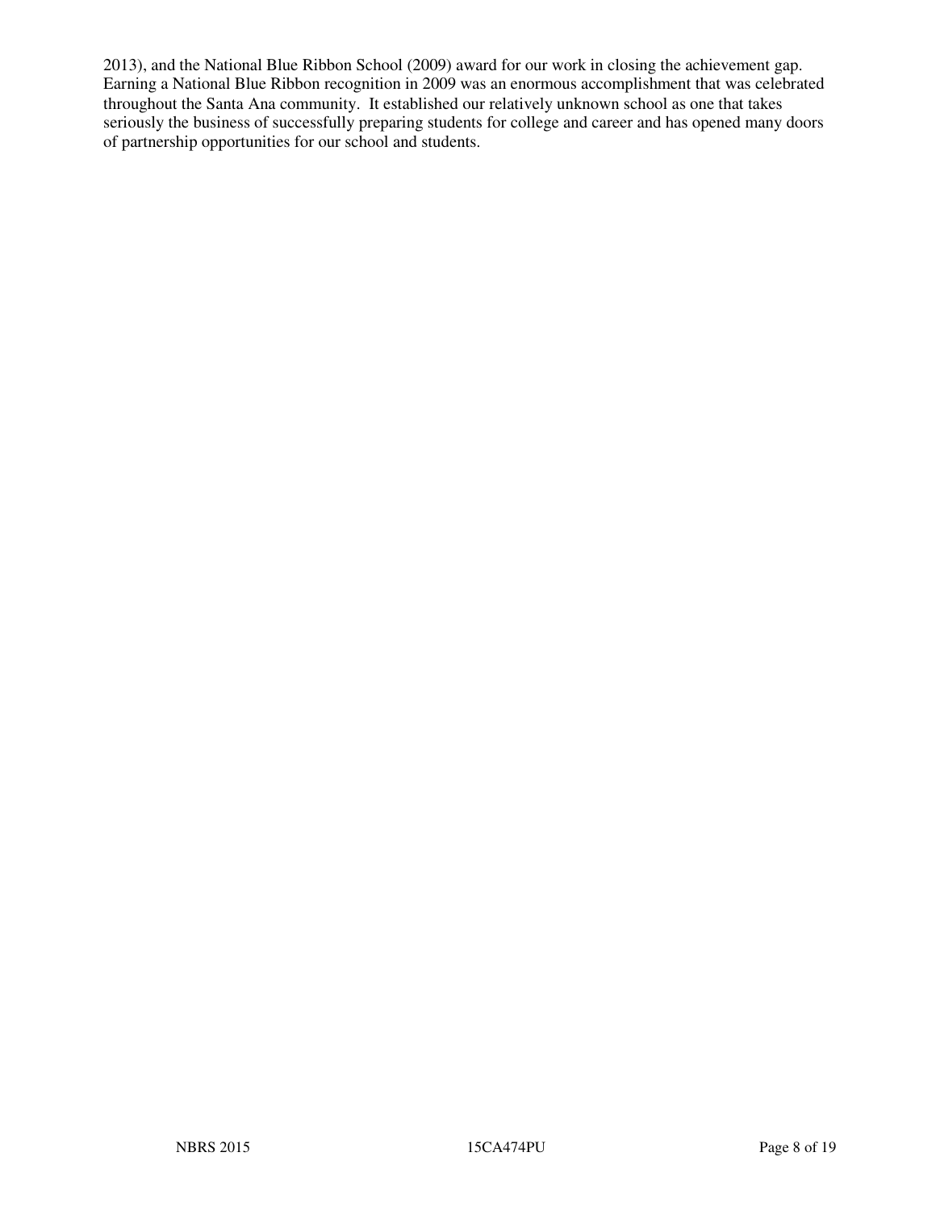2013), and the National Blue Ribbon School (2009) award for our work in closing the achievement gap. Earning a National Blue Ribbon recognition in 2009 was an enormous accomplishment that was celebrated throughout the Santa Ana community. It established our relatively unknown school as one that takes seriously the business of successfully preparing students for college and career and has opened many doors of partnership opportunities for our school and students.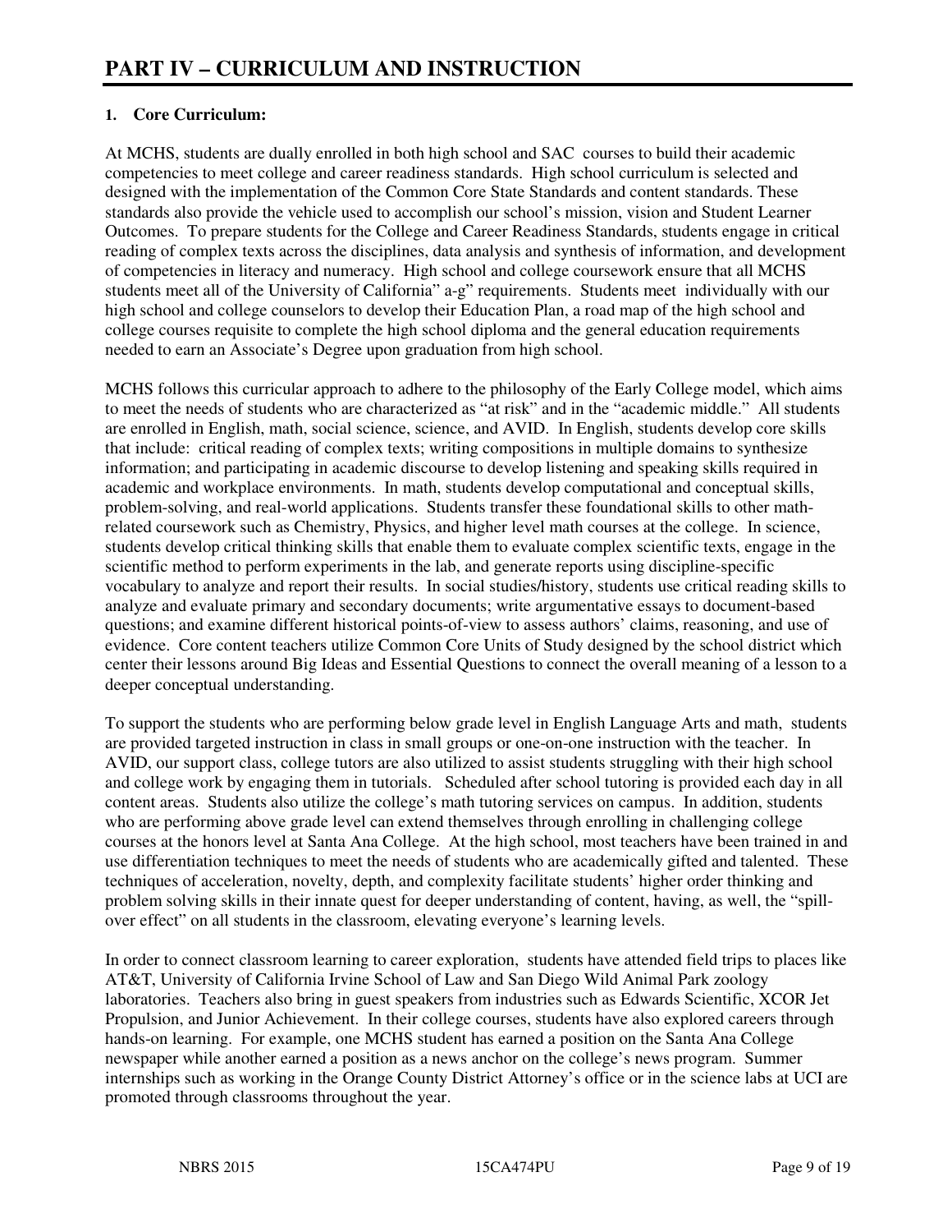# PART IV – CURRICULUM AND INSTRUCTION

**1. Core Curriculum:**

At MCHS, students are dually enrolled in both high school and SAC courses to build their academic competencies to meet college and career readiness standards. High school curriculum is selected and designed with the implementation of the Common Core State Standards and content standards. These standards also provide the vehicle used to accomplish our school's mission, vision and Student Learner Outcomes. To prepare students for the College and Career Readiness Standards, students engage in critical reading of complex texts across the disciplines, data analysis and synthesis of information, and development of competencies in literacy and numeracy. High school and college coursework ensure that all MCHS students meet all of the University of California" a-g" requirements. Students meet individually with our high school and college counselors to develop their Education Plan, a road map of the high school and college courses requisite to complete the high school diploma and the general education requirements needed to earn an Associate's Degree upon graduation from high school.

MCHS follows this curricular approach to adhere to the philosophy of the Early College model, which aims to meet the needs of students who are characterized as "at risk" and in the "academic middle." All students are enrolled in English, math, social science, science, and AVID. In English, students develop core skills that include: critical reading of complex texts; writing compositions in multiple domains to synthesize information; and participating in academic discourse to develop listening and speaking skills required in academic and workplace environments. In math, students develop computational and conceptual skills, problem-solving, and real-world applications. Students transfer these foundational skills to other math-related coursework such as Chemistry, Physics, and higher level math courses at the college. In science, students develop critical thinking skills that enable them to evaluate complex scientific texts, engage in the scientific method to perform experiments in the lab, and generate reports using discipline-specific vocabulary to analyze and report their results. In social studies/history, students use critical reading skills to analyze and evaluate primary and secondary documents; write argumentative essays to document-based questions; and examine different historical points-of-view to assess authors' claims, reasoning, and use of evidence. Core content teachers utilize Common Core Units of Study designed by the school district which center their lessons around Big Ideas and Essential Questions to connect the overall meaning of a lesson to a deeper conceptual understanding.

To support the students who are performing below grade level in English Language Arts and math, students are provided targeted instruction in class in small groups or one-on-one instruction with the teacher. In AVID, our support class, college tutors are also utilized to assist students struggling with their high school and college work by engaging them in tutorials. Scheduled after school tutoring is provided each day in all content areas. Students also utilize the college's math tutoring services on campus. In addition, students who are performing above grade level can extend themselves through enrolling in challenging college courses at the honors level at Santa Ana College. At the high school, most teachers have been trained in and use differentiation techniques to meet the needs of students who are academically gifted and talented. These techniques of acceleration, novelty, depth, and complexity facilitate students' higher order thinking and problem solving skills in their innate quest for deeper understanding of content, having, as well, the "spill-over effect" on all students in the classroom, elevating everyone's learning levels.

In order to connect classroom learning to career exploration, students have attended field trips to places like AT&T, University of California Irvine School of Law and San Diego Wild Animal Park zoology laboratories. Teachers also bring in guest speakers from industries such as Edwards Scientific, XCOR Jet Propulsion, and Junior Achievement. In their college courses, students have also explored careers through hands-on learning. For example, one MCHS student has earned a position on the Santa Ana College newspaper while another earned a position as a news anchor on the college's news program. Summer internships such as working in the Orange County District Attorney's office or in the science labs at UCI are promoted through classrooms throughout the year.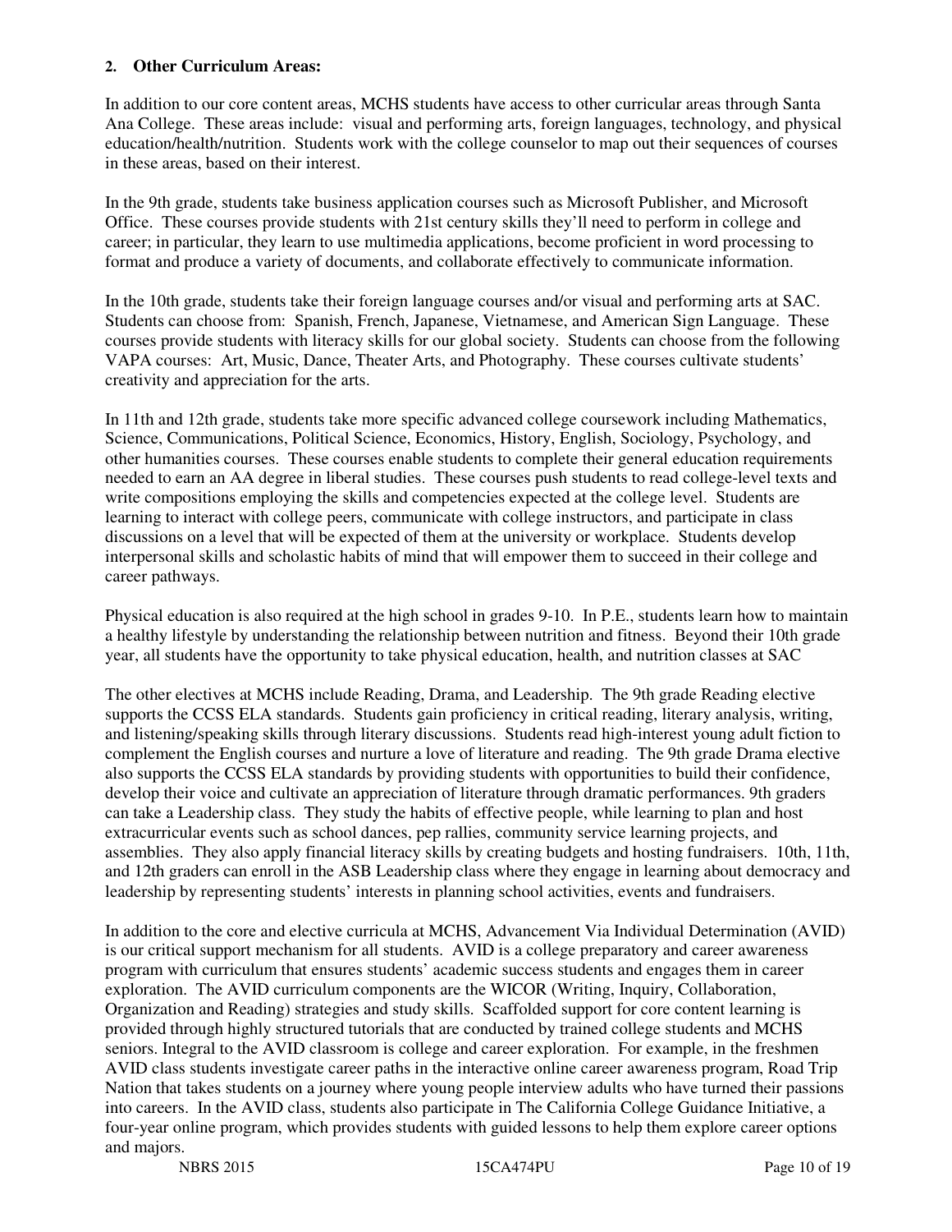**2. Other Curriculum Areas:**

In addition to our core content areas, MCHS students have access to other curricular areas through Santa Ana College. These areas include: visual and performing arts, foreign languages, technology, and physical education/health/nutrition. Students work with the college counselor to map out their sequences of courses in these areas, based on their interest.

In the 9th grade, students take business application courses such as Microsoft Publisher, and Microsoft Office. These courses provide students with 21st century skills they'll need to perform in college and career; in particular, they learn to use multimedia applications, become proficient in word processing to format and produce a variety of documents, and collaborate effectively to communicate information.

In the 10th grade, students take their foreign language courses and/or visual and performing arts at SAC. Students can choose from: Spanish, French, Japanese, Vietnamese, and American Sign Language. These courses provide students with literacy skills for our global society. Students can choose from the following VAPA courses: Art, Music, Dance, Theater Arts, and Photography. These courses cultivate students' creativity and appreciation for the arts.

In 11th and 12th grade, students take more specific advanced college coursework including Mathematics, Science, Communications, Political Science, Economics, History, English, Sociology, Psychology, and other humanities courses. These courses enable students to complete their general education requirements needed to earn an AA degree in liberal studies. These courses push students to read college-level texts and write compositions employing the skills and competencies expected at the college level. Students are learning to interact with college peers, communicate with college instructors, and participate in class discussions on a level that will be expected of them at the university or workplace. Students develop interpersonal skills and scholastic habits of mind that will empower them to succeed in their college and career pathways.

Physical education is also required at the high school in grades 9-10. In P.E., students learn how to maintain a healthy lifestyle by understanding the relationship between nutrition and fitness. Beyond their 10th grade year, all students have the opportunity to take physical education, health, and nutrition classes at SAC

The other electives at MCHS include Reading, Drama, and Leadership. The 9th grade Reading elective supports the CCSS ELA standards. Students gain proficiency in critical reading, literary analysis, writing, and listening/speaking skills through literary discussions. Students read high-interest young adult fiction to complement the English courses and nurture a love of literature and reading. The 9th grade Drama elective also supports the CCSS ELA standards by providing students with opportunities to build their confidence, develop their voice and cultivate an appreciation of literature through dramatic performances. 9th graders can take a Leadership class. They study the habits of effective people, while learning to plan and host extracurricular events such as school dances, pep rallies, community service learning projects, and assemblies. They also apply financial literacy skills by creating budgets and hosting fundraisers. 10th, 11th, and 12th graders can enroll in the ASB Leadership class where they engage in learning about democracy and leadership by representing students' interests in planning school activities, events and fundraisers.

In addition to the core and elective curricula at MCHS, Advancement Via Individual Determination (AVID) is our critical support mechanism for all students. AVID is a college preparatory and career awareness program with curriculum that ensures students' academic success students and engages them in career exploration. The AVID curriculum components are the WICOR (Writing, Inquiry, Collaboration, Organization and Reading) strategies and study skills. Scaffolded support for core content learning is provided through highly structured tutorials that are conducted by trained college students and MCHS seniors. Integral to the AVID classroom is college and career exploration. For example, in the freshmen AVID class students investigate career paths in the interactive online career awareness program, Road Trip Nation that takes students on a journey where young people interview adults who have turned their passions into careers. In the AVID class, students also participate in The California College Guidance Initiative, a four-year online program, which provides students with guided lessons to help them explore career options and majors.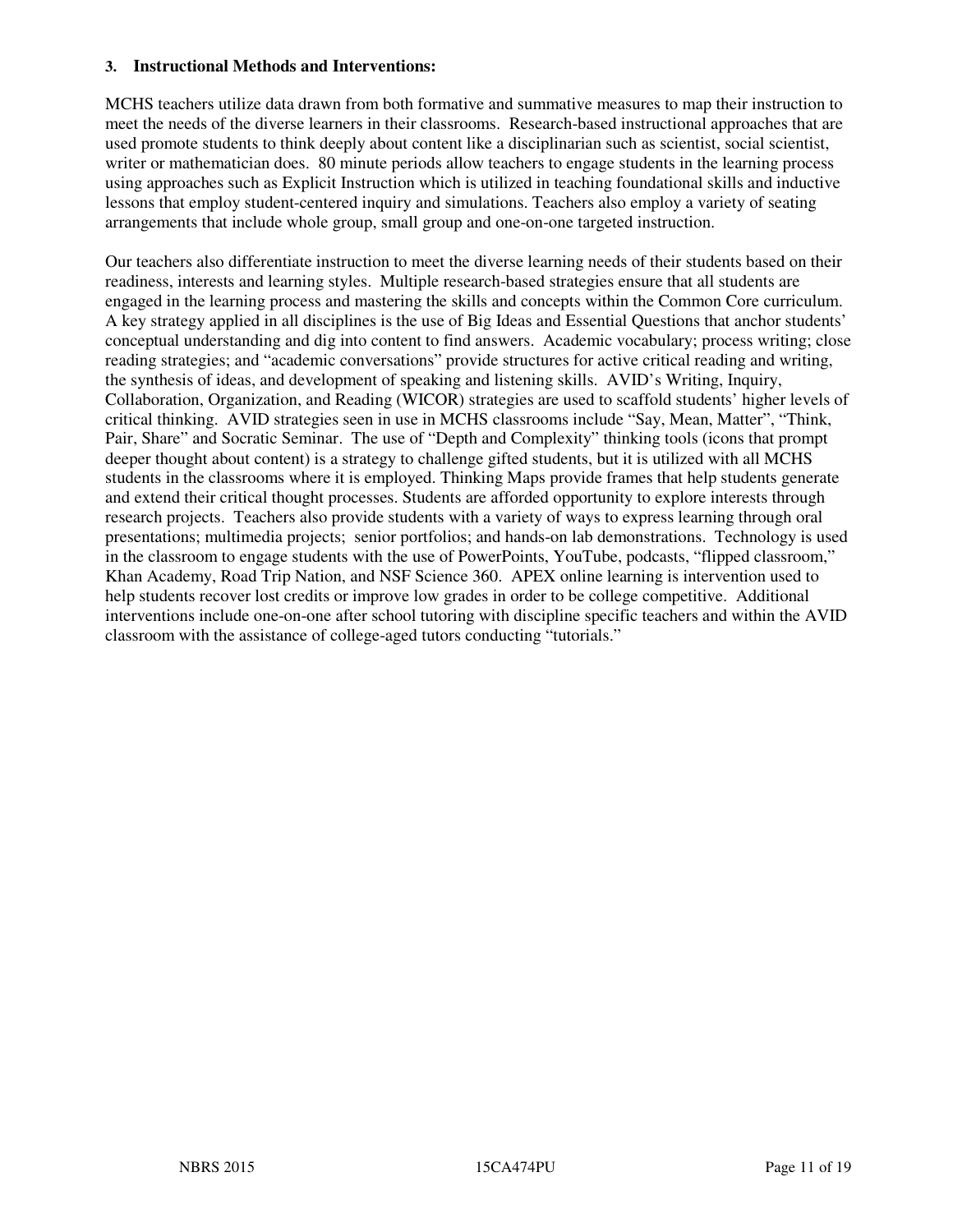### 3. Instructional Methods and Interventions:

MCHS teachers utilize data drawn from both formative and summative measures to map their instruction to meet the needs of the diverse learners in their classrooms. Research-based instructional approaches that are used promote students to think deeply about content like a disciplinarian such as scientist, social scientist, writer or mathematician does. 80 minute periods allow teachers to engage students in the learning process using approaches such as Explicit Instruction which is utilized in teaching foundational skills and inductive lessons that employ student-centered inquiry and simulations. Teachers also employ a variety of seating arrangements that include whole group, small group and one-on-one targeted instruction.

Our teachers also differentiate instruction to meet the diverse learning needs of their students based on their readiness, interests and learning styles. Multiple research-based strategies ensure that all students are engaged in the learning process and mastering the skills and concepts within the Common Core curriculum. A key strategy applied in all disciplines is the use of Big Ideas and Essential Questions that anchor students' conceptual understanding and dig into content to find answers. Academic vocabulary; process writing; close reading strategies; and "academic conversations" provide structures for active critical reading and writing, the synthesis of ideas, and development of speaking and listening skills. AVID's Writing, Inquiry, Collaboration, Organization, and Reading (WICOR) strategies are used to scaffold students' higher levels of critical thinking. AVID strategies seen in use in MCHS classrooms include "Say, Mean, Matter", "Think, Pair, Share" and Socratic Seminar. The use of "Depth and Complexity" thinking tools (icons that prompt deeper thought about content) is a strategy to challenge gifted students, but it is utilized with all MCHS students in the classrooms where it is employed. Thinking Maps provide frames that help students generate and extend their critical thought processes. Students are afforded opportunity to explore interests through research projects. Teachers also provide students with a variety of ways to express learning through oral presentations; multimedia projects; senior portfolios; and hands-on lab demonstrations. Technology is used in the classroom to engage students with the use of PowerPoints, YouTube, podcasts, "flipped classroom," Khan Academy, Road Trip Nation, and NSF Science 360. APEX online learning is intervention used to help students recover lost credits or improve low grades in order to be college competitive. Additional interventions include one-on-one after school tutoring with discipline specific teachers and within the AVID classroom with the assistance of college-aged tutors conducting "tutorials."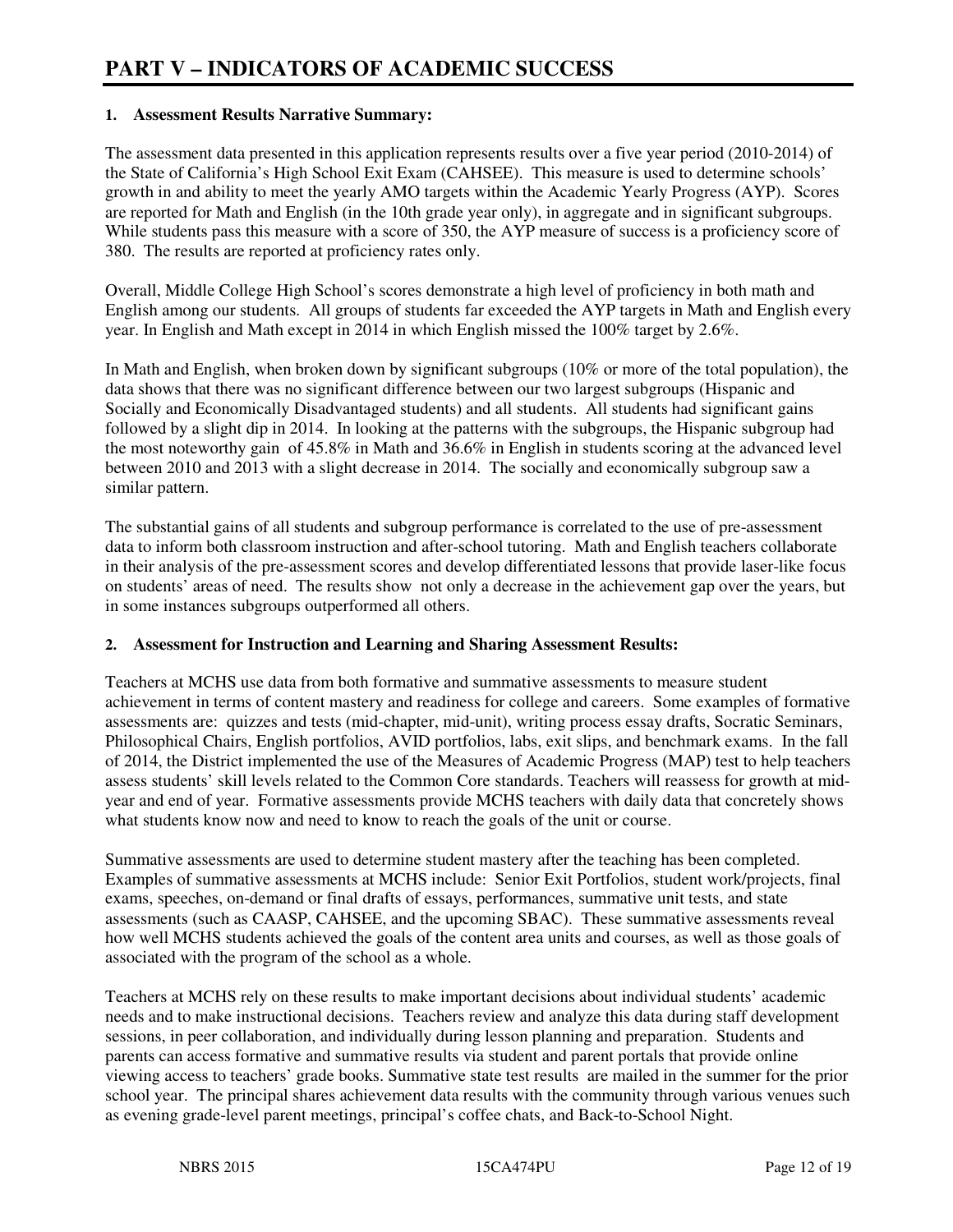# PART V – INDICATORS OF ACADEMIC SUCCESS

**1. Assessment Results Narrative Summary:**

The assessment data presented in this application represents results over a five year period (2010-2014) of the State of California's High School Exit Exam (CAHSEE). This measure is used to determine schools' growth in and ability to meet the yearly AMO targets within the Academic Yearly Progress (AYP). Scores are reported for Math and English (in the 10th grade year only), in aggregate and in significant subgroups. While students pass this measure with a score of 350, the AYP measure of success is a proficiency score of 380. The results are reported at proficiency rates only.

Overall, Middle College High School's scores demonstrate a high level of proficiency in both math and English among our students. All groups of students far exceeded the AYP targets in Math and English every year. In English and Math except in 2014 in which English missed the 100% target by 2.6%.

In Math and English, when broken down by significant subgroups (10% or more of the total population), the data shows that there was no significant difference between our two largest subgroups (Hispanic and Socially and Economically Disadvantaged students) and all students. All students had significant gains followed by a slight dip in 2014. In looking at the patterns with the subgroups, the Hispanic subgroup had the most noteworthy gain of 45.8% in Math and 36.6% in English in students scoring at the advanced level between 2010 and 2013 with a slight decrease in 2014. The socially and economically subgroup saw a similar pattern.

The substantial gains of all students and subgroup performance is correlated to the use of pre-assessment data to inform both classroom instruction and after-school tutoring. Math and English teachers collaborate in their analysis of the pre-assessment scores and develop differentiated lessons that provide laser-like focus on students' areas of need. The results show not only a decrease in the achievement gap over the years, but in some instances subgroups outperformed all others.

**2. Assessment for Instruction and Learning and Sharing Assessment Results:**

Teachers at MCHS use data from both formative and summative assessments to measure student achievement in terms of content mastery and readiness for college and careers. Some examples of formative assessments are: quizzes and tests (mid-chapter, mid-unit), writing process essay drafts, Socratic Seminars, Philosophical Chairs, English portfolios, AVID portfolios, labs, exit slips, and benchmark exams. In the fall of 2014, the District implemented the use of the Measures of Academic Progress (MAP) test to help teachers assess students' skill levels related to the Common Core standards. Teachers will reassess for growth at mid-year and end of year. Formative assessments provide MCHS teachers with daily data that concretely shows what students know now and need to know to reach the goals of the unit or course.

Summative assessments are used to determine student mastery after the teaching has been completed. Examples of summative assessments at MCHS include: Senior Exit Portfolios, student work/projects, final exams, speeches, on-demand or final drafts of essays, performances, summative unit tests, and state assessments (such as CAASP, CAHSEE, and the upcoming SBAC). These summative assessments reveal how well MCHS students achieved the goals of the content area units and courses, as well as those goals of associated with the program of the school as a whole.

Teachers at MCHS rely on these results to make important decisions about individual students' academic needs and to make instructional decisions. Teachers review and analyze this data during staff development sessions, in peer collaboration, and individually during lesson planning and preparation. Students and parents can access formative and summative results via student and parent portals that provide online viewing access to teachers' grade books. Summative state test results are mailed in the summer for the prior school year. The principal shares achievement data results with the community through various venues such as evening grade-level parent meetings, principal's coffee chats, and Back-to-School Night.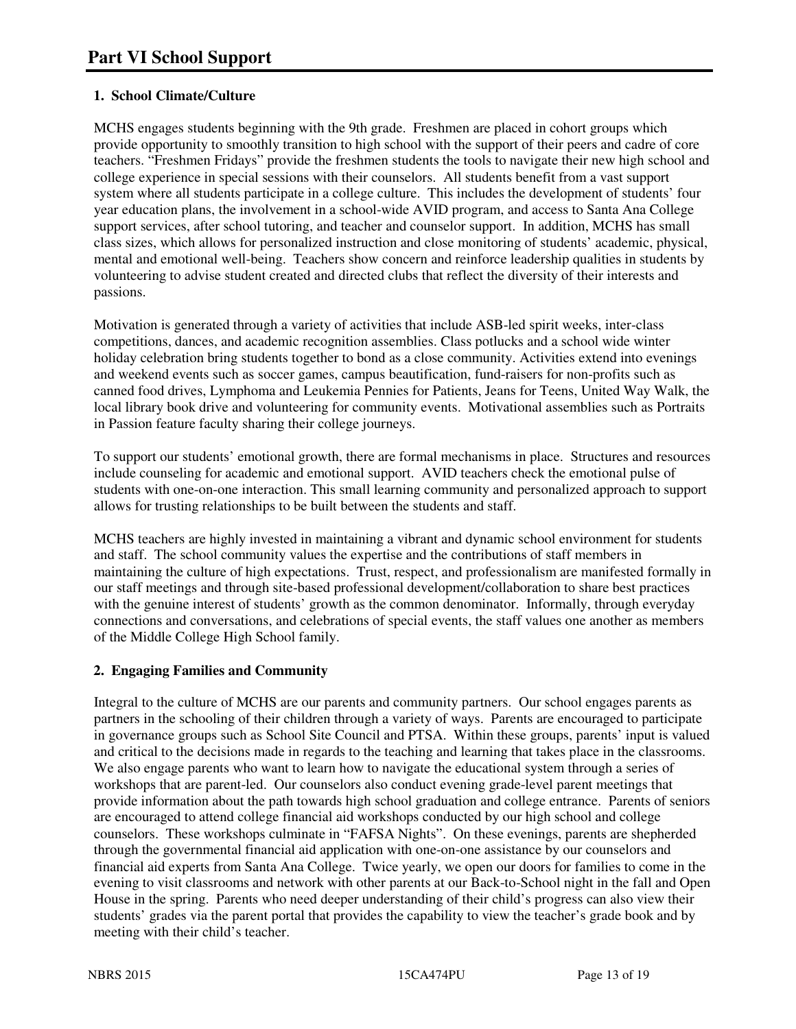# Part VI School Support

### 1. School Climate/Culture

MCHS engages students beginning with the 9th grade. Freshmen are placed in cohort groups which provide opportunity to smoothly transition to high school with the support of their peers and cadre of core teachers. "Freshmen Fridays" provide the freshmen students the tools to navigate their new high school and college experience in special sessions with their counselors. All students benefit from a vast support system where all students participate in a college culture. This includes the development of students' four year education plans, the involvement in a school-wide AVID program, and access to Santa Ana College support services, after school tutoring, and teacher and counselor support. In addition, MCHS has small class sizes, which allows for personalized instruction and close monitoring of students' academic, physical, mental and emotional well-being. Teachers show concern and reinforce leadership qualities in students by volunteering to advise student created and directed clubs that reflect the diversity of their interests and passions.

Motivation is generated through a variety of activities that include ASB-led spirit weeks, inter-class competitions, dances, and academic recognition assemblies. Class potlucks and a school wide winter holiday celebration bring students together to bond as a close community. Activities extend into evenings and weekend events such as soccer games, campus beautification, fund-raisers for non-profits such as canned food drives, Lymphoma and Leukemia Pennies for Patients, Jeans for Teens, United Way Walk, the local library book drive and volunteering for community events. Motivational assemblies such as Portraits in Passion feature faculty sharing their college journeys.

To support our students' emotional growth, there are formal mechanisms in place. Structures and resources include counseling for academic and emotional support. AVID teachers check the emotional pulse of students with one-on-one interaction. This small learning community and personalized approach to support allows for trusting relationships to be built between the students and staff.

MCHS teachers are highly invested in maintaining a vibrant and dynamic school environment for students and staff. The school community values the expertise and the contributions of staff members in maintaining the culture of high expectations. Trust, respect, and professionalism are manifested formally in our staff meetings and through site-based professional development/collaboration to share best practices with the genuine interest of students' growth as the common denominator. Informally, through everyday connections and conversations, and celebrations of special events, the staff values one another as members of the Middle College High School family.

### 2. Engaging Families and Community

Integral to the culture of MCHS are our parents and community partners. Our school engages parents as partners in the schooling of their children through a variety of ways. Parents are encouraged to participate in governance groups such as School Site Council and PTSA. Within these groups, parents' input is valued and critical to the decisions made in regards to the teaching and learning that takes place in the classrooms. We also engage parents who want to learn how to navigate the educational system through a series of workshops that are parent-led. Our counselors also conduct evening grade-level parent meetings that provide information about the path towards high school graduation and college entrance. Parents of seniors are encouraged to attend college financial aid workshops conducted by our high school and college counselors. These workshops culminate in "FAFSA Nights". On these evenings, parents are shepherded through the governmental financial aid application with one-on-one assistance by our counselors and financial aid experts from Santa Ana College. Twice yearly, we open our doors for families to come in the evening to visit classrooms and network with other parents at our Back-to-School night in the fall and Open House in the spring. Parents who need deeper understanding of their child's progress can also view their students' grades via the parent portal that provides the capability to view the teacher's grade book and by meeting with their child's teacher.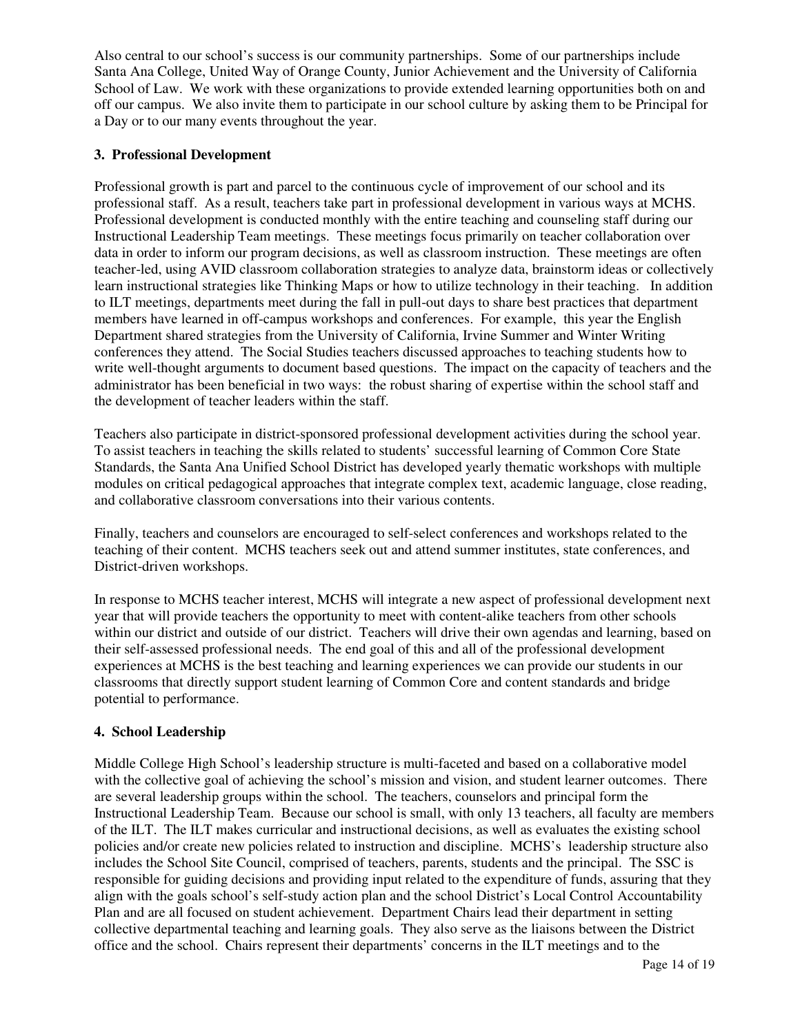Also central to our school's success is our community partnerships. Some of our partnerships include Santa Ana College, United Way of Orange County, Junior Achievement and the University of California School of Law. We work with these organizations to provide extended learning opportunities both on and off our campus. We also invite them to participate in our school culture by asking them to be Principal for a Day or to our many events throughout the year.

**3. Professional Development**

Professional growth is part and parcel to the continuous cycle of improvement of our school and its professional staff. As a result, teachers take part in professional development in various ways at MCHS. Professional development is conducted monthly with the entire teaching and counseling staff during our Instructional Leadership Team meetings. These meetings focus primarily on teacher collaboration over data in order to inform our program decisions, as well as classroom instruction. These meetings are often teacher-led, using AVID classroom collaboration strategies to analyze data, brainstorm ideas or collectively learn instructional strategies like Thinking Maps or how to utilize technology in their teaching. In addition to ILT meetings, departments meet during the fall in pull-out days to share best practices that department members have learned in off-campus workshops and conferences. For example, this year the English Department shared strategies from the University of California, Irvine Summer and Winter Writing conferences they attend. The Social Studies teachers discussed approaches to teaching students how to write well-thought arguments to document based questions. The impact on the capacity of teachers and the administrator has been beneficial in two ways: the robust sharing of expertise within the school staff and the development of teacher leaders within the staff.

Teachers also participate in district-sponsored professional development activities during the school year. To assist teachers in teaching the skills related to students' successful learning of Common Core State Standards, the Santa Ana Unified School District has developed yearly thematic workshops with multiple modules on critical pedagogical approaches that integrate complex text, academic language, close reading, and collaborative classroom conversations into their various contents.

Finally, teachers and counselors are encouraged to self-select conferences and workshops related to the teaching of their content. MCHS teachers seek out and attend summer institutes, state conferences, and District-driven workshops.

In response to MCHS teacher interest, MCHS will integrate a new aspect of professional development next year that will provide teachers the opportunity to meet with content-alike teachers from other schools within our district and outside of our district. Teachers will drive their own agendas and learning, based on their self-assessed professional needs. The end goal of this and all of the professional development experiences at MCHS is the best teaching and learning experiences we can provide our students in our classrooms that directly support student learning of Common Core and content standards and bridge potential to performance.

**4. School Leadership**

Middle College High School's leadership structure is multi-faceted and based on a collaborative model with the collective goal of achieving the school's mission and vision, and student learner outcomes. There are several leadership groups within the school. The teachers, counselors and principal form the Instructional Leadership Team. Because our school is small, with only 13 teachers, all faculty are members of the ILT. The ILT makes curricular and instructional decisions, as well as evaluates the existing school policies and/or create new policies related to instruction and discipline. MCHS's leadership structure also includes the School Site Council, comprised of teachers, parents, students and the principal. The SSC is responsible for guiding decisions and providing input related to the expenditure of funds, assuring that they align with the goals school's self-study action plan and the school District's Local Control Accountability Plan and are all focused on student achievement. Department Chairs lead their department in setting collective departmental teaching and learning goals. They also serve as the liaisons between the District office and the school. Chairs represent their departments' concerns in the ILT meetings and to the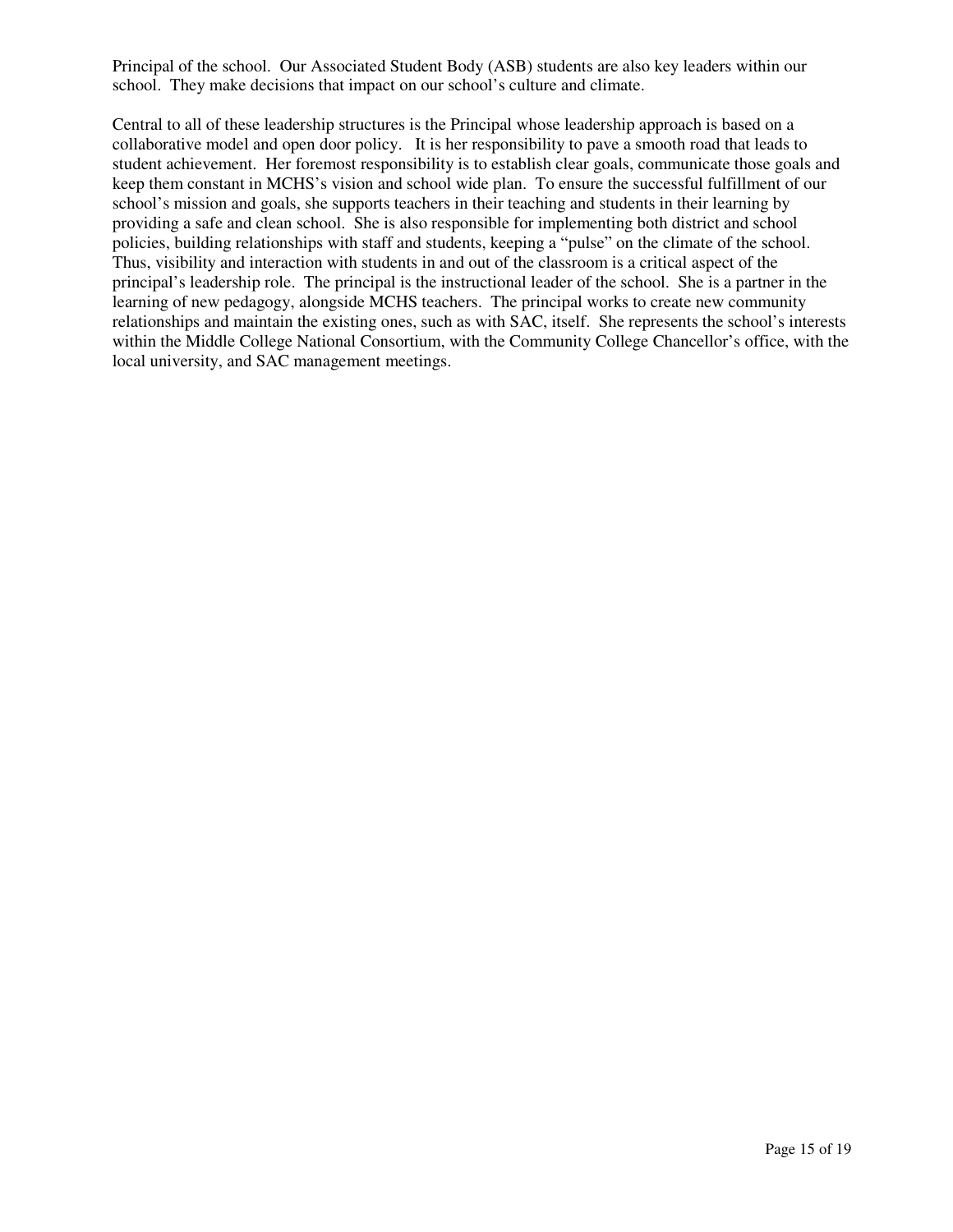Principal of the school. Our Associated Student Body (ASB) students are also key leaders within our school. They make decisions that impact on our school's culture and climate.

Central to all of these leadership structures is the Principal whose leadership approach is based on a collaborative model and open door policy. It is her responsibility to pave a smooth road that leads to student achievement. Her foremost responsibility is to establish clear goals, communicate those goals and keep them constant in MCHS's vision and school wide plan. To ensure the successful fulfillment of our school's mission and goals, she supports teachers in their teaching and students in their learning by providing a safe and clean school. She is also responsible for implementing both district and school policies, building relationships with staff and students, keeping a "pulse" on the climate of the school. Thus, visibility and interaction with students in and out of the classroom is a critical aspect of the principal's leadership role. The principal is the instructional leader of the school. She is a partner in the learning of new pedagogy, alongside MCHS teachers. The principal works to create new community relationships and maintain the existing ones, such as with SAC, itself. She represents the school's interests within the Middle College National Consortium, with the Community College Chancellor's office, with the local university, and SAC management meetings.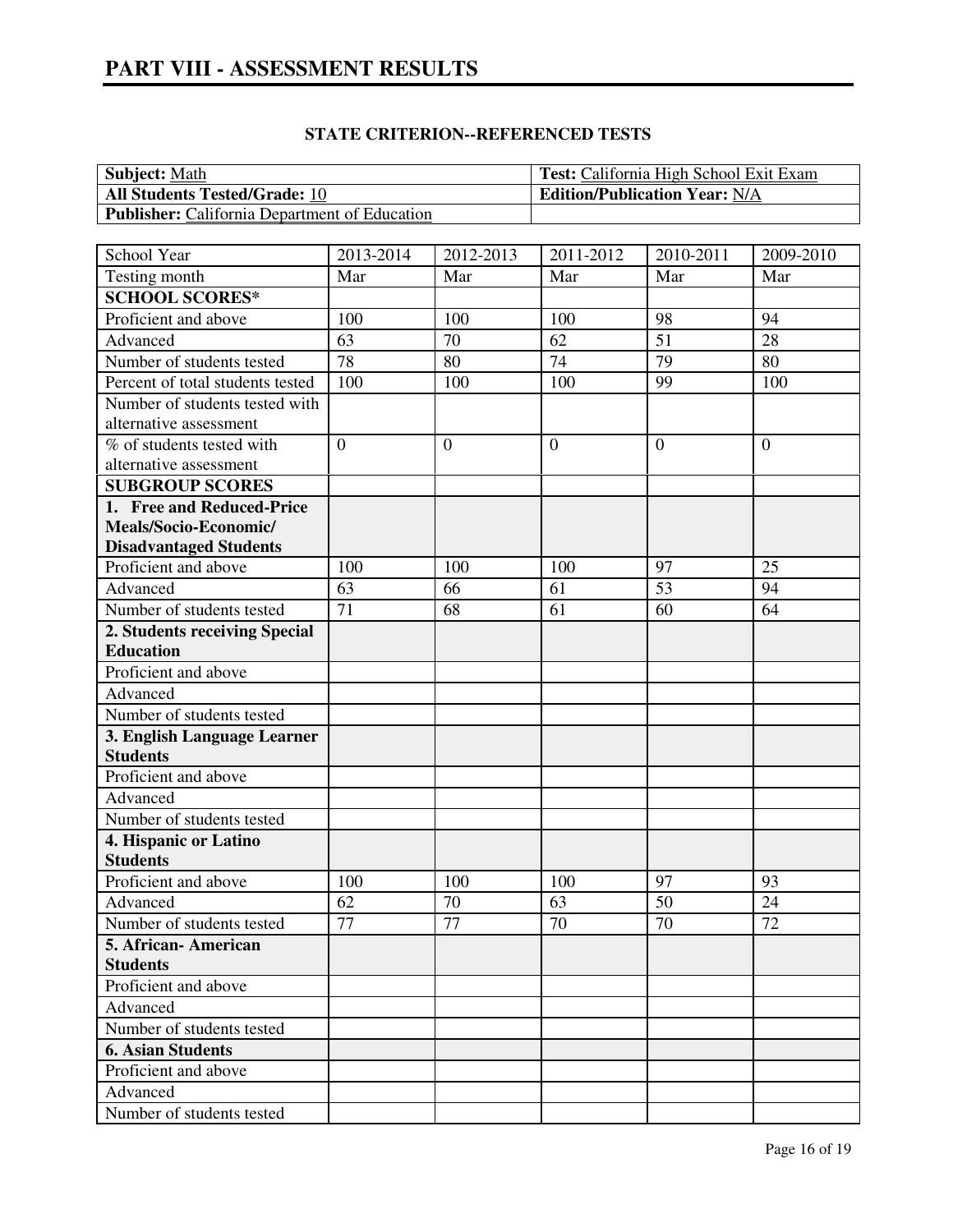# PART VIII - ASSESSMENT RESULTS

## STATE CRITERION--REFERENCED TESTS

| **Subject:** Math | **Test:** California High School Exit Exam |
|---|---|
| **All Students Tested/Grade:** 10 | **Edition/Publication Year:** N/A |
| **Publisher:** California Department of Education | |

| School Year | 2013-2014 | 2012-2013 | 2011-2012 | 2010-2011 | 2009-2010 |
|---|---|---|---|---|---|
| Testing month | Mar | Mar | Mar | Mar | Mar |
| **SCHOOL SCORES*** | | | | | |
| Proficient and above | 100 | 100 | 100 | 98 | 94 |
| Advanced | 63 | 70 | 62 | 51 | 28 |
| Number of students tested | 78 | 80 | 74 | 79 | 80 |
| Percent of total students tested | 100 | 100 | 100 | 99 | 100 |
| Number of students tested with alternative assessment | | | | | |
| % of students tested with alternative assessment | 0 | 0 | 0 | 0 | 0 |
| **SUBGROUP SCORES** | | | | | |
| **1. Free and Reduced-Price Meals/Socio-Economic/ Disadvantaged Students** | | | | | |
| Proficient and above | 100 | 100 | 100 | 97 | 25 |
| Advanced | 63 | 66 | 61 | 53 | 94 |
| Number of students tested | 71 | 68 | 61 | 60 | 64 |
| **2. Students receiving Special Education** | | | | | |
| Proficient and above | | | | | |
| Advanced | | | | | |
| Number of students tested | | | | | |
| **3. English Language Learner Students** | | | | | |
| Proficient and above | | | | | |
| Advanced | | | | | |
| Number of students tested | | | | | |
| **4. Hispanic or Latino Students** | | | | | |
| Proficient and above | 100 | 100 | 100 | 97 | 93 |
| Advanced | 62 | 70 | 63 | 50 | 24 |
| Number of students tested | 77 | 77 | 70 | 70 | 72 |
| **5. African- American Students** | | | | | |
| Proficient and above | | | | | |
| Advanced | | | | | |
| Number of students tested | | | | | |
| **6. Asian Students** | | | | | |
| Proficient and above | | | | | |
| Advanced | | | | | |
| Number of students tested | | | | | |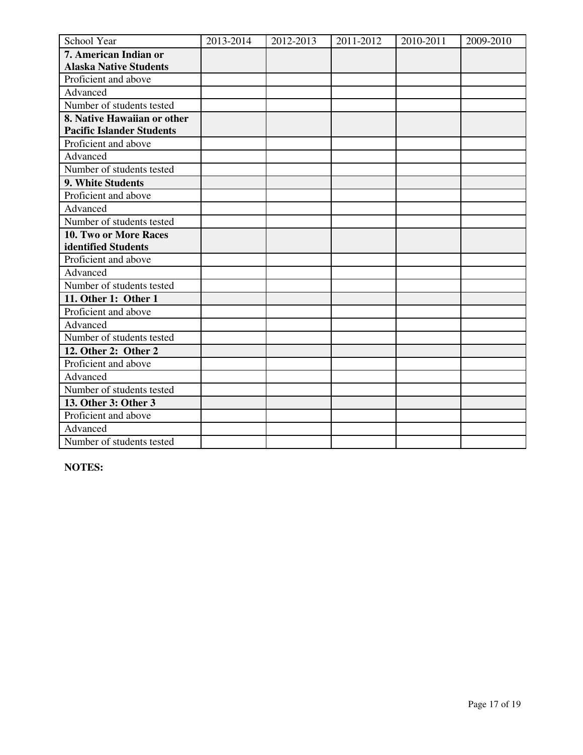| School Year | 2013-2014 | 2012-2013 | 2011-2012 | 2010-2011 | 2009-2010 |
| --- | --- | --- | --- | --- | --- |
| **7. American Indian or Alaska Native Students** | | | | | |
| Proficient and above | | | | | |
| Advanced | | | | | |
| Number of students tested | | | | | |
| **8. Native Hawaiian or other Pacific Islander Students** | | | | | |
| Proficient and above | | | | | |
| Advanced | | | | | |
| Number of students tested | | | | | |
| **9. White Students** | | | | | |
| Proficient and above | | | | | |
| Advanced | | | | | |
| Number of students tested | | | | | |
| **10. Two or More Races identified Students** | | | | | |
| Proficient and above | | | | | |
| Advanced | | | | | |
| Number of students tested | | | | | |
| **11. Other 1: Other 1** | | | | | |
| Proficient and above | | | | | |
| Advanced | | | | | |
| Number of students tested | | | | | |
| **12. Other 2: Other 2** | | | | | |
| Proficient and above | | | | | |
| Advanced | | | | | |
| Number of students tested | | | | | |
| **13. Other 3: Other 3** | | | | | |
| Proficient and above | | | | | |
| Advanced | | | | | |
| Number of students tested | | | | | |

**NOTES:**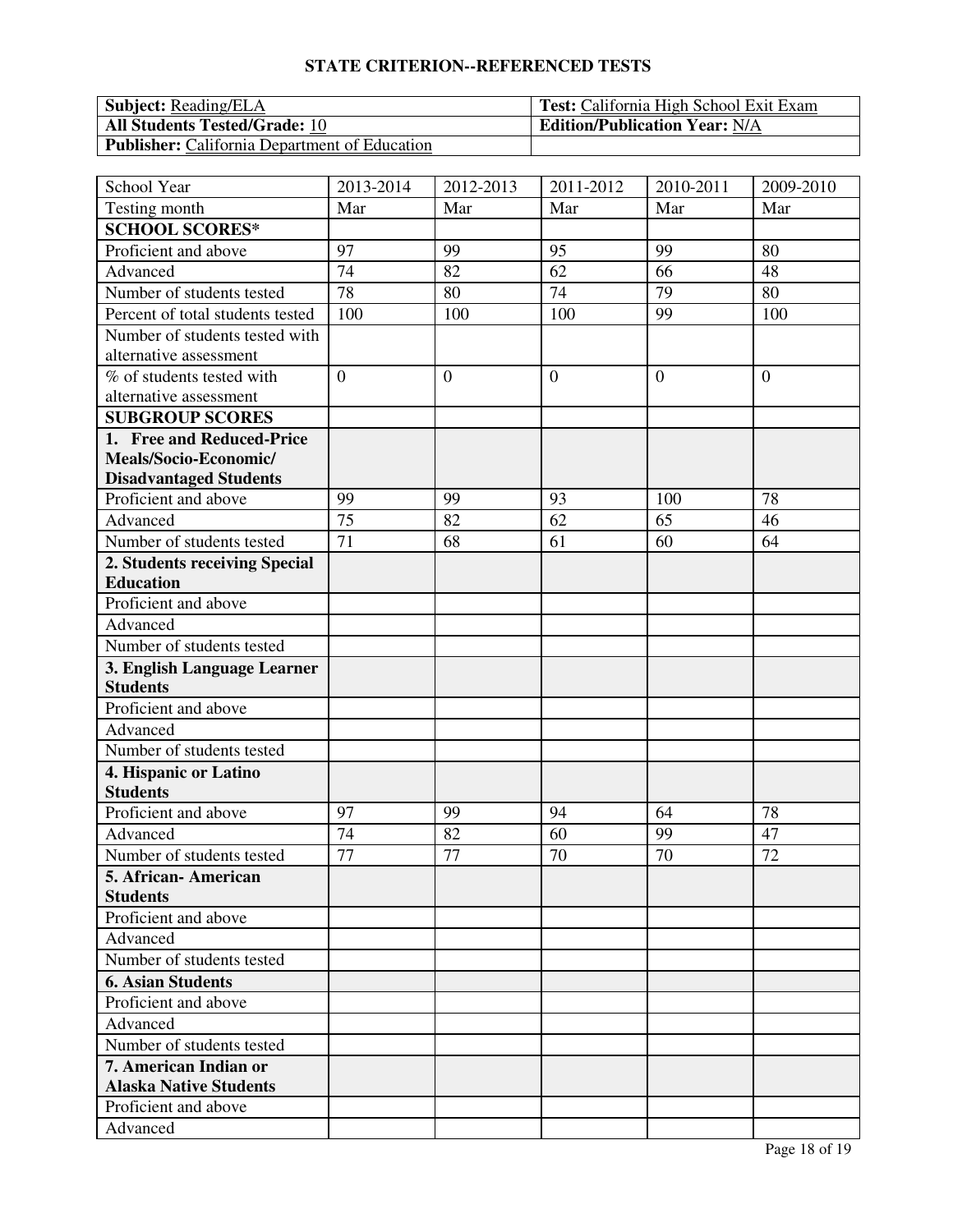## STATE CRITERION--REFERENCED TESTS

| **Subject:** Reading/ELA | **Test:** California High School Exit Exam |
|---|---|
| **All Students Tested/Grade:** 10 | **Edition/Publication Year:** N/A |
| **Publisher:** California Department of Education | |

| School Year | 2013-2014 | 2012-2013 | 2011-2012 | 2010-2011 | 2009-2010 |
|---|---|---|---|---|---|
| Testing month | Mar | Mar | Mar | Mar | Mar |
| **SCHOOL SCORES*** | | | | | |
| Proficient and above | 97 | 99 | 95 | 99 | 80 |
| Advanced | 74 | 82 | 62 | 66 | 48 |
| Number of students tested | 78 | 80 | 74 | 79 | 80 |
| Percent of total students tested | 100 | 100 | 100 | 99 | 100 |
| Number of students tested with alternative assessment | | | | | |
| % of students tested with alternative assessment | 0 | 0 | 0 | 0 | 0 |
| **SUBGROUP SCORES** | | | | | |
| **1. Free and Reduced-Price Meals/Socio-Economic/ Disadvantaged Students** | | | | | |
| Proficient and above | 99 | 99 | 93 | 100 | 78 |
| Advanced | 75 | 82 | 62 | 65 | 46 |
| Number of students tested | 71 | 68 | 61 | 60 | 64 |
| **2. Students receiving Special Education** | | | | | |
| Proficient and above | | | | | |
| Advanced | | | | | |
| Number of students tested | | | | | |
| **3. English Language Learner Students** | | | | | |
| Proficient and above | | | | | |
| Advanced | | | | | |
| Number of students tested | | | | | |
| **4. Hispanic or Latino Students** | | | | | |
| Proficient and above | 97 | 99 | 94 | 64 | 78 |
| Advanced | 74 | 82 | 60 | 99 | 47 |
| Number of students tested | 77 | 77 | 70 | 70 | 72 |
| **5. African- American Students** | | | | | |
| Proficient and above | | | | | |
| Advanced | | | | | |
| Number of students tested | | | | | |
| **6. Asian Students** | | | | | |
| Proficient and above | | | | | |
| Advanced | | | | | |
| Number of students tested | | | | | |
| **7. American Indian or Alaska Native Students** | | | | | |
| Proficient and above | | | | | |
| Advanced | | | | | |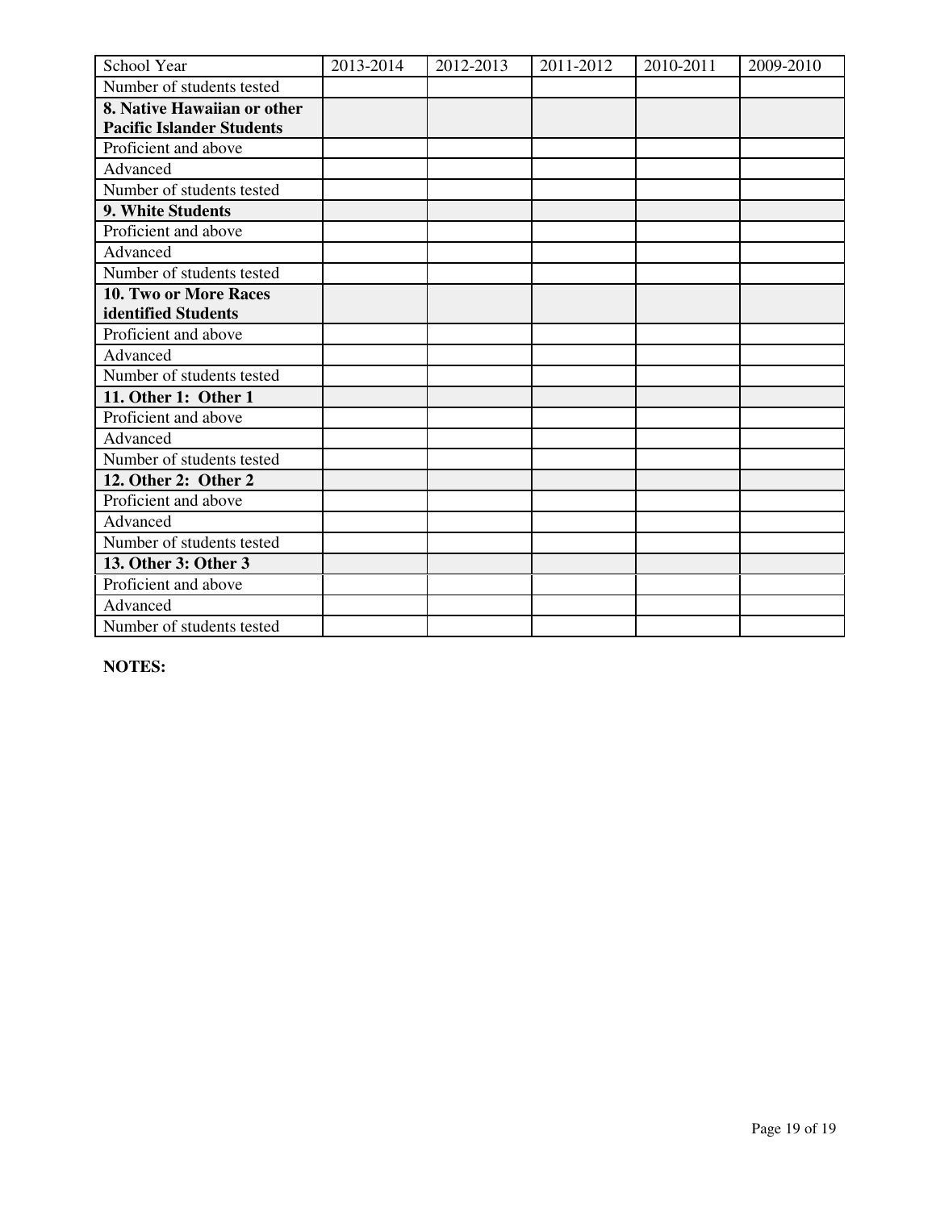| School Year | 2013-2014 | 2012-2013 | 2011-2012 | 2010-2011 | 2009-2010 |
|---|---|---|---|---|---|
| Number of students tested | | | | | |
| **8. Native Hawaiian or other Pacific Islander Students** | | | | | |
| Proficient and above | | | | | |
| Advanced | | | | | |
| Number of students tested | | | | | |
| **9. White Students** | | | | | |
| Proficient and above | | | | | |
| Advanced | | | | | |
| Number of students tested | | | | | |
| **10. Two or More Races identified Students** | | | | | |
| Proficient and above | | | | | |
| Advanced | | | | | |
| Number of students tested | | | | | |
| **11. Other 1: Other 1** | | | | | |
| Proficient and above | | | | | |
| Advanced | | | | | |
| Number of students tested | | | | | |
| **12. Other 2: Other 2** | | | | | |
| Proficient and above | | | | | |
| Advanced | | | | | |
| Number of students tested | | | | | |
| **13. Other 3: Other 3** | | | | | |
| Proficient and above | | | | | |
| Advanced | | | | | |
| Number of students tested | | | | | |

**NOTES:**